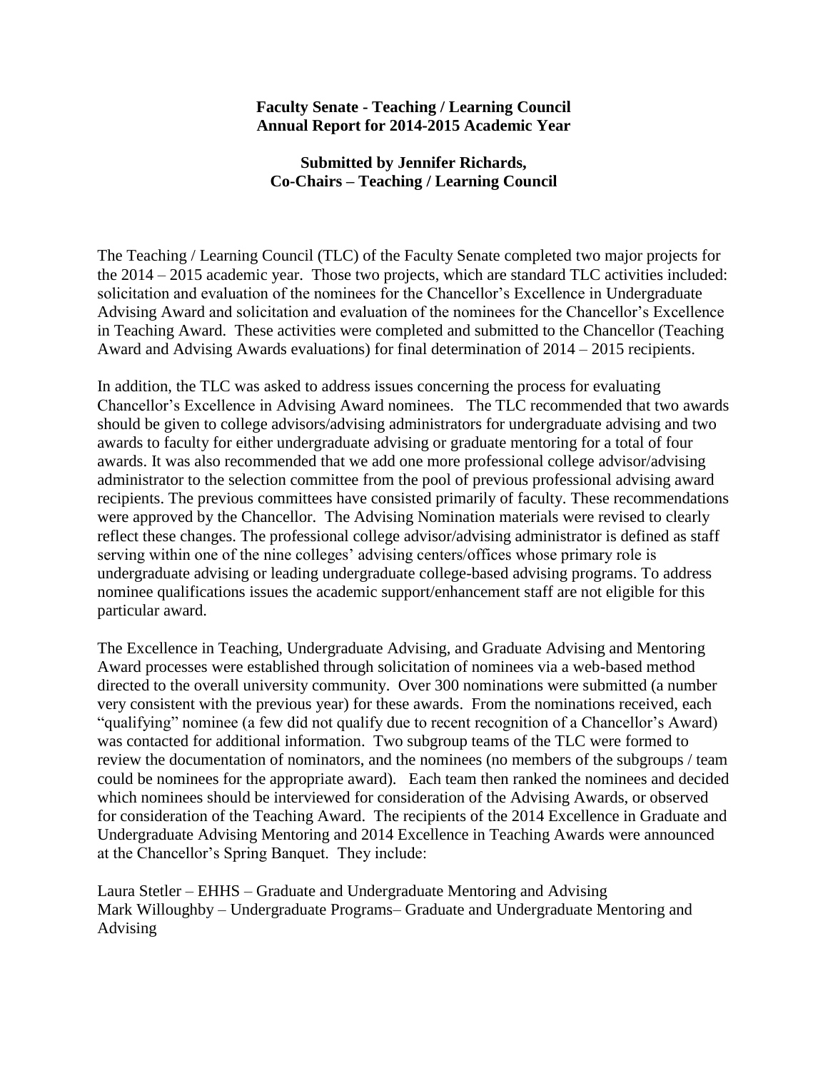**Faculty Senate - Teaching / Learning Council**
**Annual Report for 2014-2015 Academic Year**

**Submitted by Jennifer Richards,**
**Co-Chairs – Teaching / Learning Council**

The Teaching / Learning Council (TLC) of the Faculty Senate completed two major projects for the 2014 – 2015 academic year. Those two projects, which are standard TLC activities included: solicitation and evaluation of the nominees for the Chancellor's Excellence in Undergraduate Advising Award and solicitation and evaluation of the nominees for the Chancellor's Excellence in Teaching Award. These activities were completed and submitted to the Chancellor (Teaching Award and Advising Awards evaluations) for final determination of 2014 – 2015 recipients.

In addition, the TLC was asked to address issues concerning the process for evaluating Chancellor's Excellence in Advising Award nominees. The TLC recommended that two awards should be given to college advisors/advising administrators for undergraduate advising and two awards to faculty for either undergraduate advising or graduate mentoring for a total of four awards. It was also recommended that we add one more professional college advisor/advising administrator to the selection committee from the pool of previous professional advising award recipients. The previous committees have consisted primarily of faculty. These recommendations were approved by the Chancellor. The Advising Nomination materials were revised to clearly reflect these changes. The professional college advisor/advising administrator is defined as staff serving within one of the nine colleges' advising centers/offices whose primary role is undergraduate advising or leading undergraduate college-based advising programs. To address nominee qualifications issues the academic support/enhancement staff are not eligible for this particular award.

The Excellence in Teaching, Undergraduate Advising, and Graduate Advising and Mentoring Award processes were established through solicitation of nominees via a web-based method directed to the overall university community. Over 300 nominations were submitted (a number very consistent with the previous year) for these awards. From the nominations received, each "qualifying" nominee (a few did not qualify due to recent recognition of a Chancellor's Award) was contacted for additional information. Two subgroup teams of the TLC were formed to review the documentation of nominators, and the nominees (no members of the subgroups / team could be nominees for the appropriate award). Each team then ranked the nominees and decided which nominees should be interviewed for consideration of the Advising Awards, or observed for consideration of the Teaching Award. The recipients of the 2014 Excellence in Graduate and Undergraduate Advising Mentoring and 2014 Excellence in Teaching Awards were announced at the Chancellor's Spring Banquet. They include:

Laura Stetler – EHHS – Graduate and Undergraduate Mentoring and Advising
Mark Willoughby – Undergraduate Programs– Graduate and Undergraduate Mentoring and Advising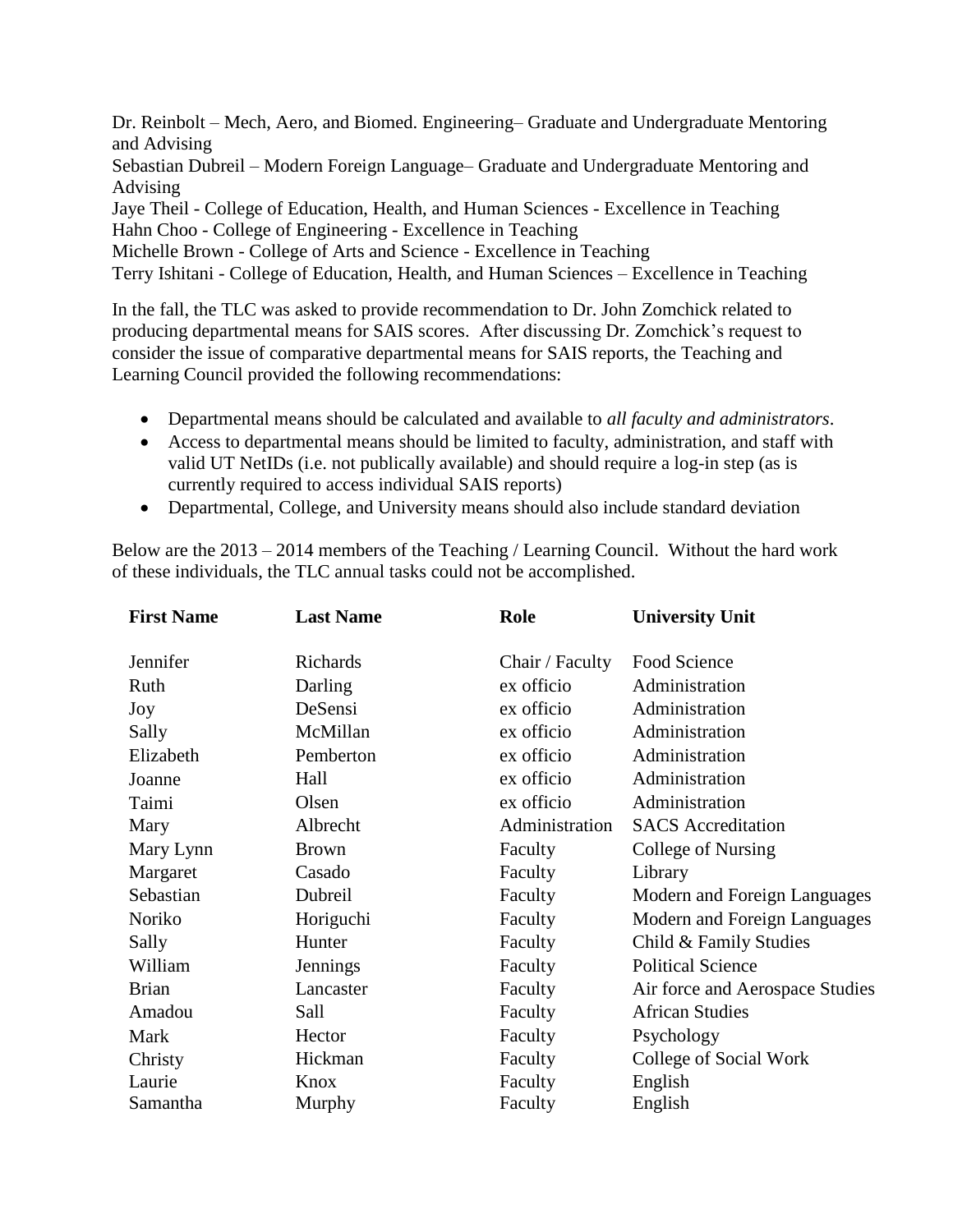Dr. Reinbolt – Mech, Aero, and Biomed. Engineering– Graduate and Undergraduate Mentoring and Advising
Sebastian Dubreil – Modern Foreign Language– Graduate and Undergraduate Mentoring and Advising
Jaye Theil - College of Education, Health, and Human Sciences - Excellence in Teaching
Hahn Choo - College of Engineering - Excellence in Teaching
Michelle Brown - College of Arts and Science - Excellence in Teaching
Terry Ishitani - College of Education, Health, and Human Sciences – Excellence in Teaching

In the fall, the TLC was asked to provide recommendation to Dr. John Zomchick related to producing departmental means for SAIS scores. After discussing Dr. Zomchick's request to consider the issue of comparative departmental means for SAIS reports, the Teaching and Learning Council provided the following recommendations:

- Departmental means should be calculated and available to *all faculty and administrators*.
- Access to departmental means should be limited to faculty, administration, and staff with valid UT NetIDs (i.e. not publically available) and should require a log-in step (as is currently required to access individual SAIS reports)
- Departmental, College, and University means should also include standard deviation

Below are the 2013 – 2014 members of the Teaching / Learning Council. Without the hard work of these individuals, the TLC annual tasks could not be accomplished.

| First Name | Last Name | Role | University Unit |
|---|---|---|---|
| Jennifer | Richards | Chair / Faculty | Food Science |
| Ruth | Darling | ex officio | Administration |
| Joy | DeSensi | ex officio | Administration |
| Sally | McMillan | ex officio | Administration |
| Elizabeth | Pemberton | ex officio | Administration |
| Joanne | Hall | ex officio | Administration |
| Taimi | Olsen | ex officio | Administration |
| Mary | Albrecht | Administration | SACS Accreditation |
| Mary Lynn | Brown | Faculty | College of Nursing |
| Margaret | Casado | Faculty | Library |
| Sebastian | Dubreil | Faculty | Modern and Foreign Languages |
| Noriko | Horiguchi | Faculty | Modern and Foreign Languages |
| Sally | Hunter | Faculty | Child & Family Studies |
| William | Jennings | Faculty | Political Science |
| Brian | Lancaster | Faculty | Air force and Aerospace Studies |
| Amadou | Sall | Faculty | African Studies |
| Mark | Hector | Faculty | Psychology |
| Christy | Hickman | Faculty | College of Social Work |
| Laurie | Knox | Faculty | English |
| Samantha | Murphy | Faculty | English |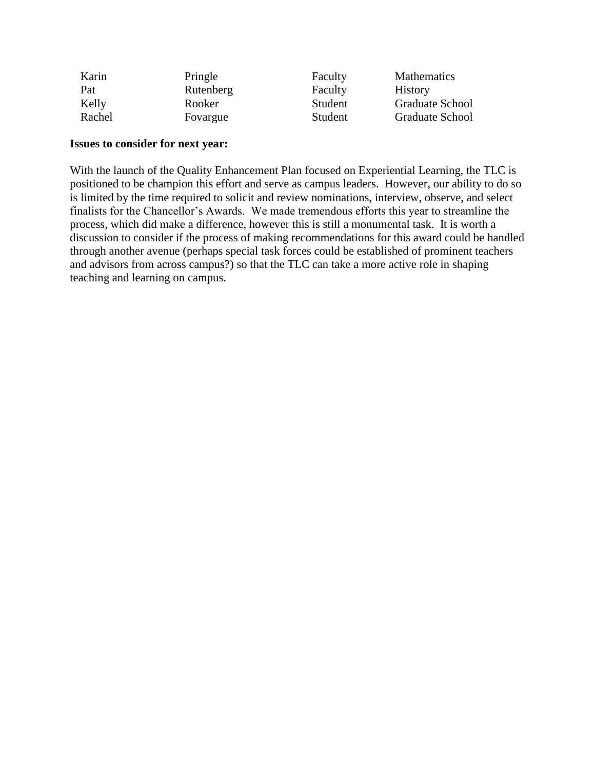| | | | |
|---|---|---|---|
| Karin | Pringle | Faculty | Mathematics |
| Pat | Rutenberg | Faculty | History |
| Kelly | Rooker | Student | Graduate School |
| Rachel | Fovargue | Student | Graduate School |

**Issues to consider for next year:**

With the launch of the Quality Enhancement Plan focused on Experiential Learning, the TLC is positioned to be champion this effort and serve as campus leaders. However, our ability to do so is limited by the time required to solicit and review nominations, interview, observe, and select finalists for the Chancellor's Awards. We made tremendous efforts this year to streamline the process, which did make a difference, however this is still a monumental task. It is worth a discussion to consider if the process of making recommendations for this award could be handled through another avenue (perhaps special task forces could be established of prominent teachers and advisors from across campus?) so that the TLC can take a more active role in shaping teaching and learning on campus.